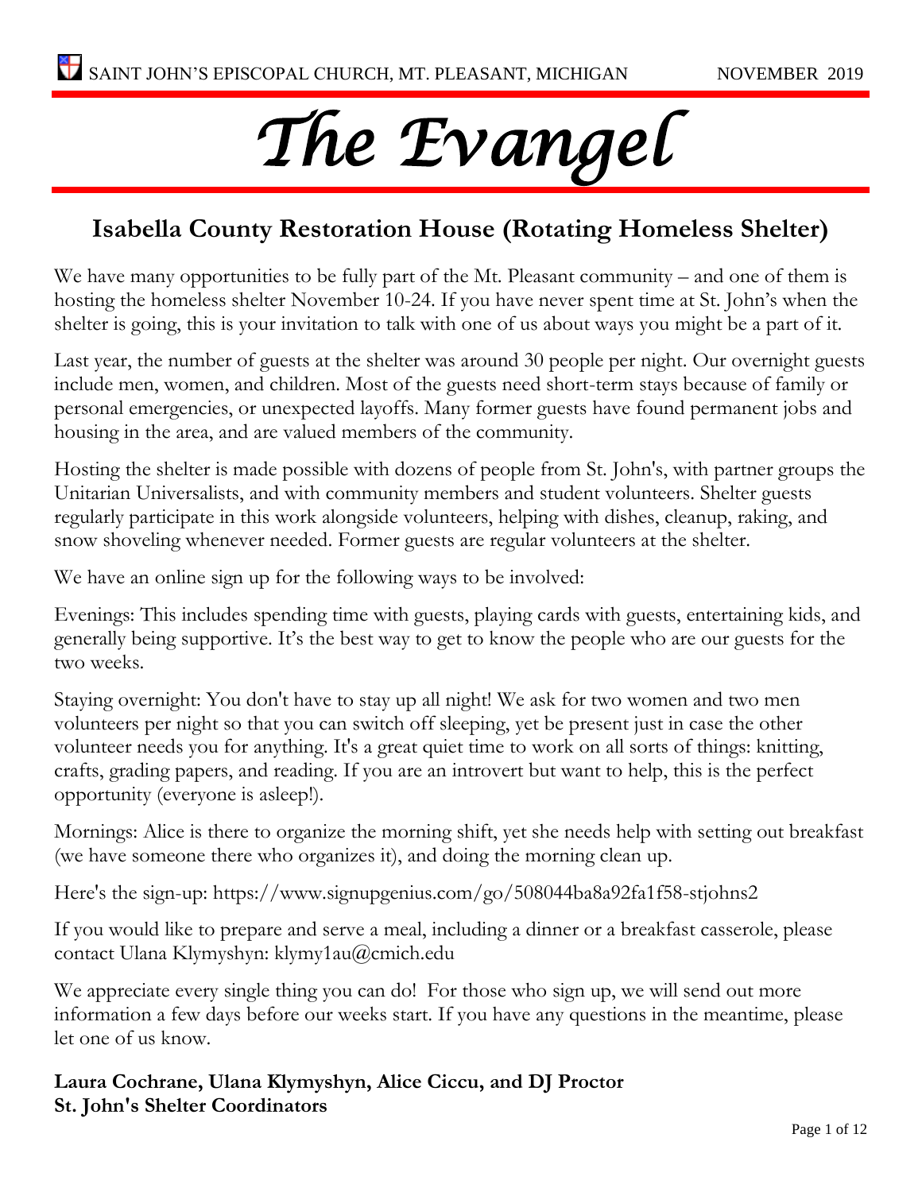SAINT JOHN'S EPISCOPAL CHURCH, MT. PLEASANT, MICHIGAN NOVEMBER 2019

# *The Evangel*

## Isabella County Restoration House (Rotating Homeless Shelter)

We have many opportunities to be fully part of the Mt. Pleasant community – and one of them is hosting the homeless shelter November 10-24. If you have never spent time at St. John's when the shelter is going, this is your invitation to talk with one of us about ways you might be a part of it.

Last year, the number of guests at the shelter was around 30 people per night. Our overnight guests include men, women, and children. Most of the guests need short-term stays because of family or personal emergencies, or unexpected layoffs. Many former guests have found permanent jobs and housing in the area, and are valued members of the community.

Hosting the shelter is made possible with dozens of people from St. John's, with partner groups the Unitarian Universalists, and with community members and student volunteers. Shelter guests regularly participate in this work alongside volunteers, helping with dishes, cleanup, raking, and snow shoveling whenever needed. Former guests are regular volunteers at the shelter.

We have an online sign up for the following ways to be involved:

Evenings: This includes spending time with guests, playing cards with guests, entertaining kids, and generally being supportive. It's the best way to get to know the people who are our guests for the two weeks.

Staying overnight: You don't have to stay up all night! We ask for two women and two men volunteers per night so that you can switch off sleeping, yet be present just in case the other volunteer needs you for anything. It's a great quiet time to work on all sorts of things: knitting, crafts, grading papers, and reading. If you are an introvert but want to help, this is the perfect opportunity (everyone is asleep!).

Mornings: Alice is there to organize the morning shift, yet she needs help with setting out breakfast (we have someone there who organizes it), and doing the morning clean up.

Here's the sign-up: https://www.signupgenius.com/go/508044ba8a92fa1f58-stjohns2

If you would like to prepare and serve a meal, including a dinner or a breakfast casserole, please contact Ulana Klymyshyn: klymy1au@cmich.edu

We appreciate every single thing you can do! For those who sign up, we will send out more information a few days before our weeks start. If you have any questions in the meantime, please let one of us know.

**Laura Cochrane, Ulana Klymyshyn, Alice Ciccu, and DJ Proctor**
**St. John's Shelter Coordinators**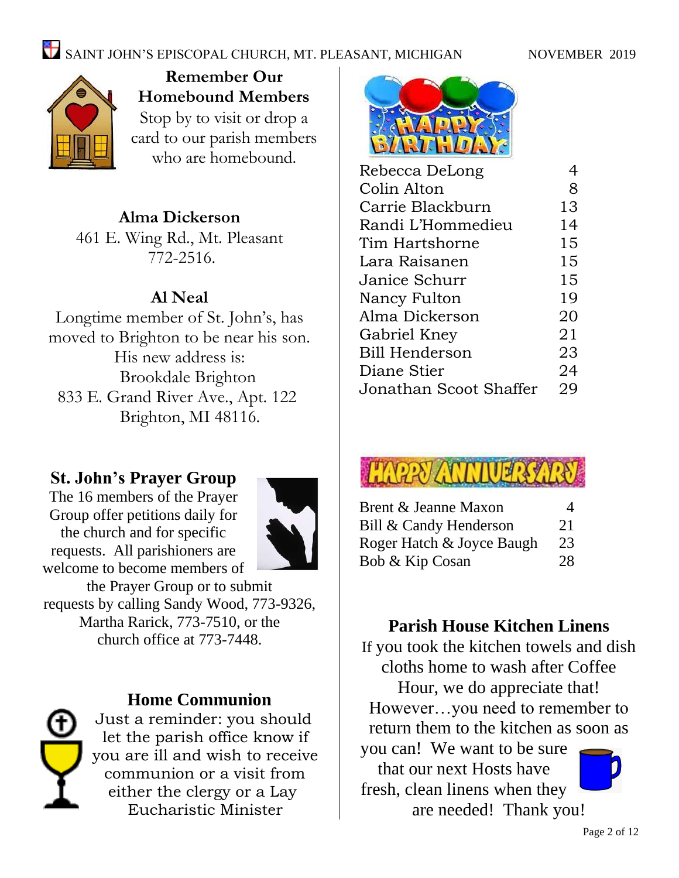## Remember Our Homebound Members

Stop by to visit or drop a card to our parish members who are homebound.

**Alma Dickerson**
461 E. Wing Rd., Mt. Pleasant
772-2516.

**Al Neal**
Longtime member of St. John's, has moved to Brighton to be near his son. His new address is:
Brookdale Brighton
833 E. Grand River Ave., Apt. 122
Brighton, MI 48116.

## St. John's Prayer Group

The 16 members of the Prayer Group offer petitions daily for the church and for specific requests. All parishioners are welcome to become members of the Prayer Group or to submit requests by calling Sandy Wood, 773-9326, Martha Rarick, 773-7510, or the church office at 773-7448.

## Home Communion

Just a reminder: you should let the parish office know if you are ill and wish to receive communion or a visit from either the clergy or a Lay Eucharistic Minister

## Happy Birthday

| Name | Day |
|---|---|
| Rebecca DeLong | 4 |
| Colin Alton | 8 |
| Carrie Blackburn | 13 |
| Randi L'Hommedieu | 14 |
| Tim Hartshorne | 15 |
| Lara Raisanen | 15 |
| Janice Schurr | 15 |
| Nancy Fulton | 19 |
| Alma Dickerson | 20 |
| Gabriel Kney | 21 |
| Bill Henderson | 23 |
| Diane Stier | 24 |
| Jonathan Scoot Shaffer | 29 |

## Happy Anniversary

| Names | Day |
|---|---|
| Brent & Jeanne Maxon | 4 |
| Bill & Candy Henderson | 21 |
| Roger Hatch & Joyce Baugh | 23 |
| Bob & Kip Cosan | 28 |

## Parish House Kitchen Linens

If you took the kitchen towels and dish cloths home to wash after Coffee Hour, we do appreciate that! However…you need to remember to return them to the kitchen as soon as you can! We want to be sure that our next Hosts have fresh, clean linens when they are needed! Thank you!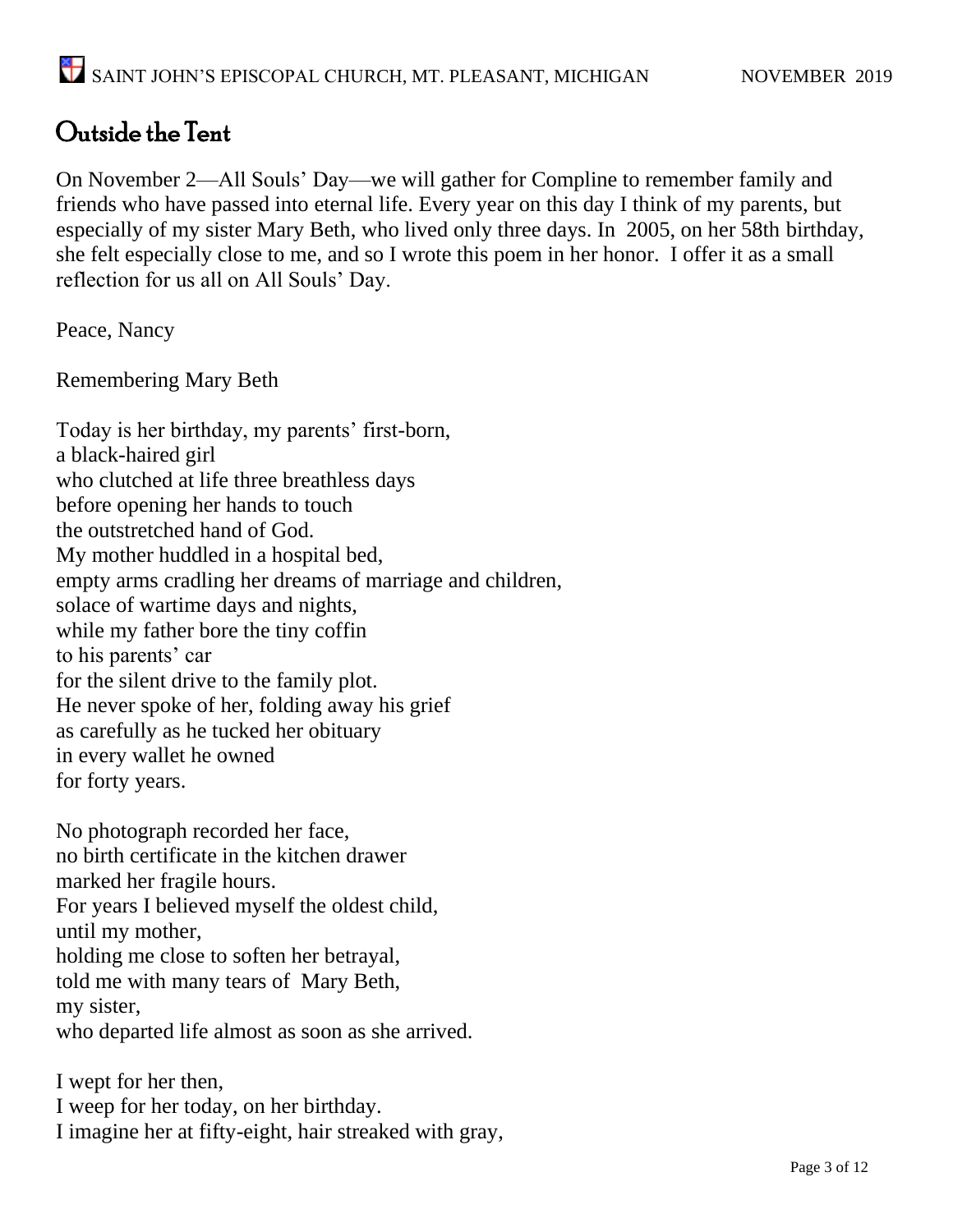# Outside the Tent

On November 2—All Souls' Day—we will gather for Compline to remember family and friends who have passed into eternal life. Every year on this day I think of my parents, but especially of my sister Mary Beth, who lived only three days. In 2005, on her 58th birthday, she felt especially close to me, and so I wrote this poem in her honor. I offer it as a small reflection for us all on All Souls' Day.

Peace, Nancy

Remembering Mary Beth

Today is her birthday, my parents' first-born,
a black-haired girl
who clutched at life three breathless days
before opening her hands to touch
the outstretched hand of God.
My mother huddled in a hospital bed,
empty arms cradling her dreams of marriage and children,
solace of wartime days and nights,
while my father bore the tiny coffin
to his parents' car
for the silent drive to the family plot.
He never spoke of her, folding away his grief
as carefully as he tucked her obituary
in every wallet he owned
for forty years.

No photograph recorded her face,
no birth certificate in the kitchen drawer
marked her fragile hours.
For years I believed myself the oldest child,
until my mother,
holding me close to soften her betrayal,
told me with many tears of Mary Beth,
my sister,
who departed life almost as soon as she arrived.

I wept for her then,
I weep for her today, on her birthday.
I imagine her at fifty-eight, hair streaked with gray,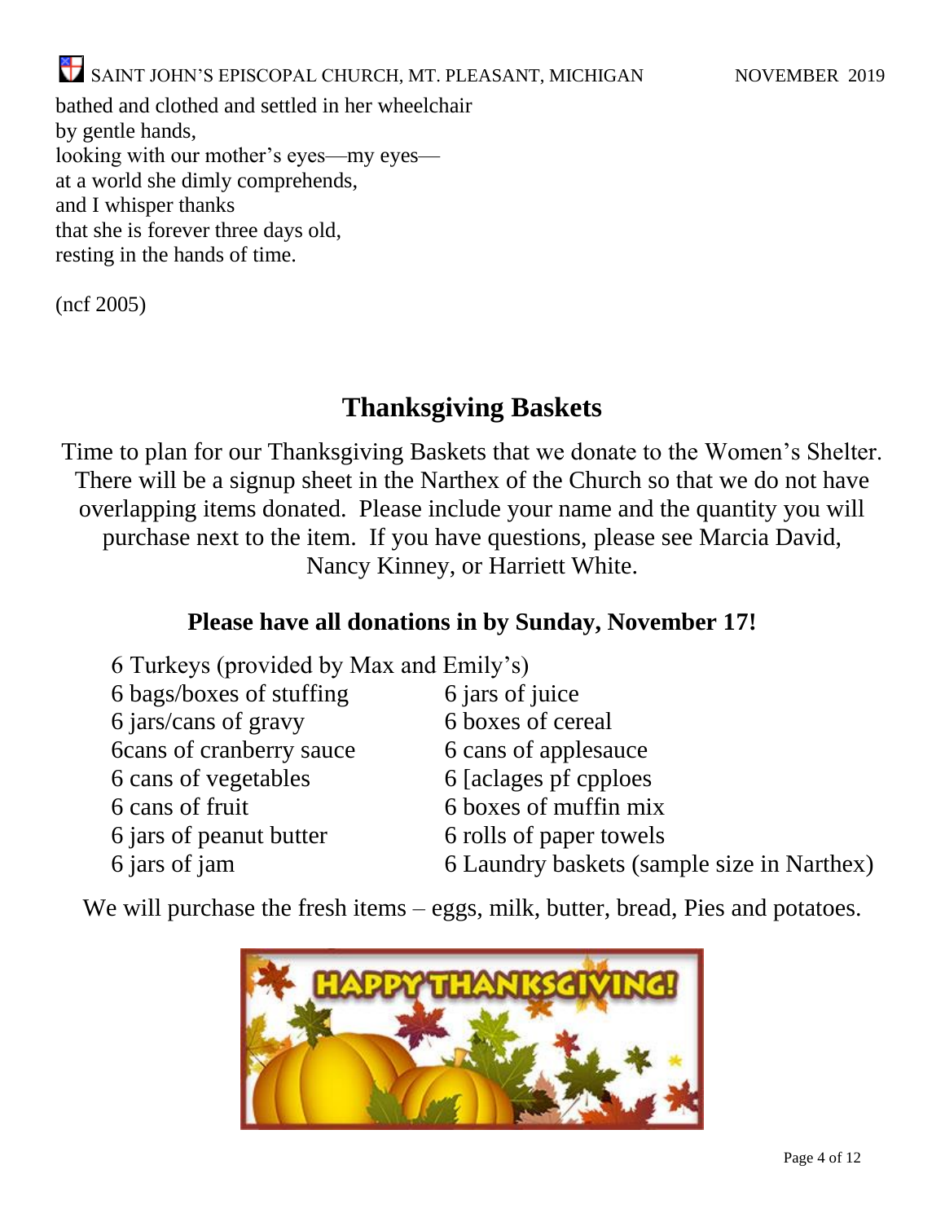bathed and clothed and settled in her wheelchair  
by gentle hands,  
looking with our mother's eyes—my eyes—  
at a world she dimly comprehends,  
and I whisper thanks  
that she is forever three days old,  
resting in the hands of time.

(ncf 2005)

## Thanksgiving Baskets

Time to plan for our Thanksgiving Baskets that we donate to the Women's Shelter. There will be a signup sheet in the Narthex of the Church so that we do not have overlapping items donated. Please include your name and the quantity you will purchase next to the item. If you have questions, please see Marcia David, Nancy Kinney, or Harriett White.

**Please have all donations in by Sunday, November 17!**

6 Turkeys (provided by Max and Emily's)  
6 bags/boxes of stuffing  
6 jars/cans of gravy  
6cans of cranberry sauce  
6 cans of vegetables  
6 cans of fruit  
6 jars of peanut butter  
6 jars of jam  
6 jars of juice  
6 boxes of cereal  
6 cans of applesauce  
6 [aclages pf cpploes  
6 boxes of muffin mix  
6 rolls of paper towels  
6 Laundry baskets (sample size in Narthex)

We will purchase the fresh items – eggs, milk, butter, bread, Pies and potatoes.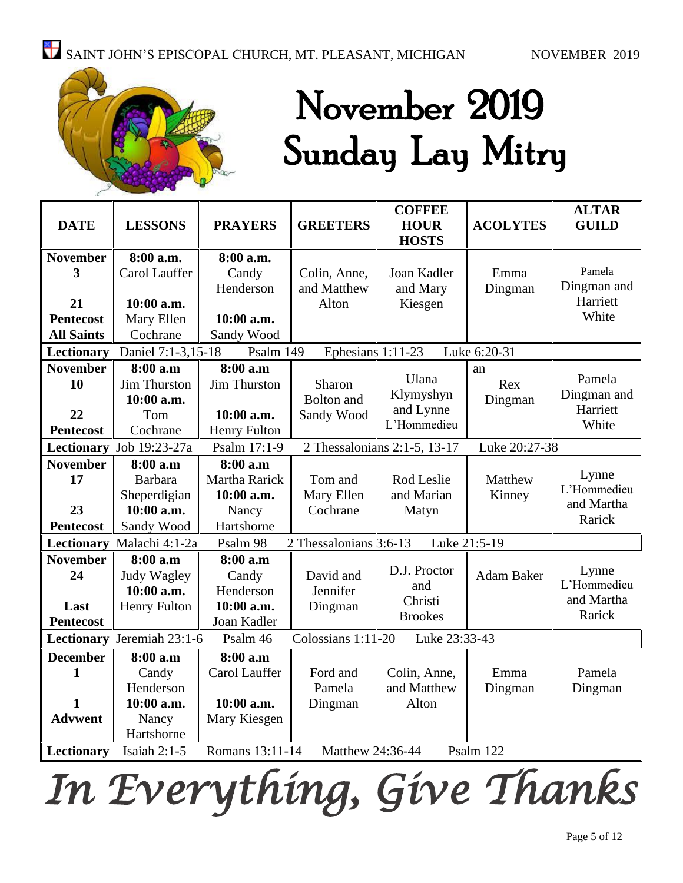# November 2019 Sunday Lay Mitry

| DATE | LESSONS | PRAYERS | GREETERS | COFFEE HOUR HOSTS | ACOLYTES | ALTAR GUILD |
|---|---|---|---|---|---|---|
| **November 3** **21 Pentecost All Saints** | **8:00 a.m.** Carol Lauffer **10:00 a.m.** Mary Ellen Cochrane | **8:00 a.m.** Candy Henderson **10:00 a.m.** Sandy Wood | Colin, Anne, and Matthew Alton | Joan Kadler and Mary Kiesgen | Emma Dingman | Pamela Dingman and Harriett White |
| **Lectionary** Daniel 7:1-3,15-18 | Psalm 149 | Ephesians 1:11-23 | Luke 6:20-31 | | | |
| **November 10** **22 Pentecost** | **8:00 a.m** Jim Thurston **10:00 a.m.** Tom Cochrane | **8:00 a.m** Jim Thurston **10:00 a.m.** Henry Fulton | Sharon Bolton and Sandy Wood | Ulana Klymyshyn and Lynne L'Hommedieu | an Rex Dingman | Pamela Dingman and Harriett White |
| **Lectionary** Job 19:23-27a | Psalm 17:1-9 | 2 Thessalonians 2:1-5, 13-17 | Luke 20:27-38 | | | |
| **November 17** **23 Pentecost** | **8:00 a.m** Barbara Sheperdigian **10:00 a.m.** Sandy Wood | **8:00 a.m** Martha Rarick **10:00 a.m.** Nancy Hartshorne | Tom and Mary Ellen Cochrane | Rod Leslie and Marian Matyn | Matthew Kinney | Lynne L'Hommedieu and Martha Rarick |
| **Lectionary** Malachi 4:1-2a | Psalm 98 | 2 Thessalonians 3:6-13 | Luke 21:5-19 | | | |
| **November 24** **Last Pentecost** | **8:00 a.m** Judy Wagley **10:00 a.m.** Henry Fulton | **8:00 a.m** Candy Henderson **10:00 a.m.** Joan Kadler | David and Jennifer Dingman | D.J. Proctor and Christi Brookes | Adam Baker | Lynne L'Hommedieu and Martha Rarick |
| **Lectionary** Jeremiah 23:1-6 | Psalm 46 | Colossians 1:11-20 | Luke 23:33-43 | | | |
| **December 1** **1 Advwent** | **8:00 a.m** Candy Henderson **10:00 a.m.** Nancy Hartshorne | **8:00 a.m** Carol Lauffer **10:00 a.m.** Mary Kiesgen | Ford and Pamela Dingman | Colin, Anne, and Matthew Alton | Emma Dingman | Pamela Dingman |
| **Lectionary** Isaiah 2:1-5 | Romans 13:11-14 | Matthew 24:36-44 | Psalm 122 | | | |

*In Everything, Give Thanks*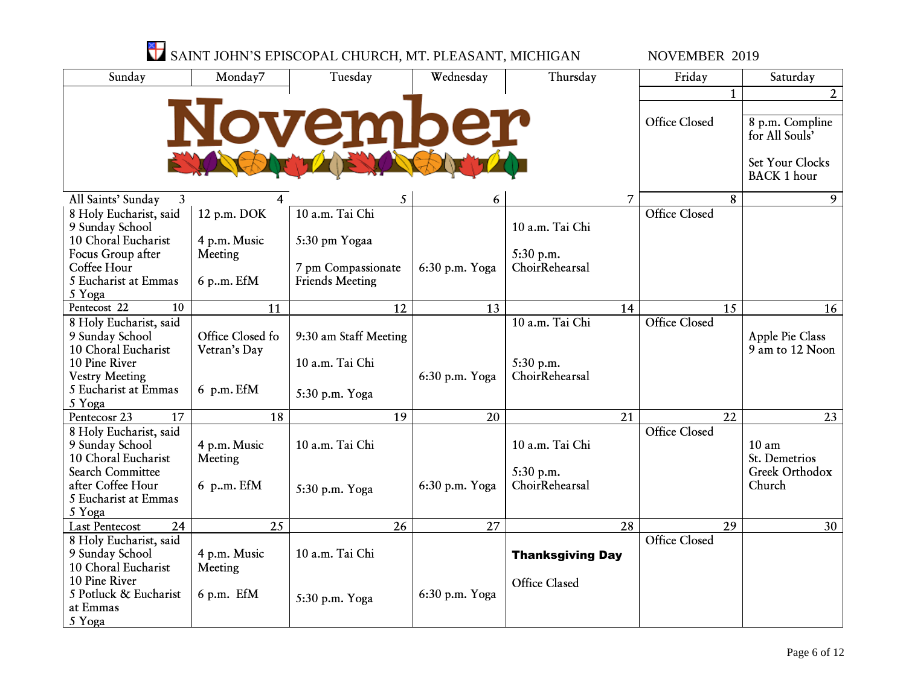# SAINT JOHN'S EPISCOPAL CHURCH, MT. PLEASANT, MICHIGAN

## NOVEMBER 2019

| Sunday | Monday7 | Tuesday | Wednesday | Thursday | Friday | Saturday |
|---|---|---|---|---|---|---|
| November | | | | | 1<br>Office Closed | 2<br>8 p.m. Compline for All Souls'<br><br>Set Your Clocks BACK 1 hour |
| All Saints' Sunday 3<br>8 Holy Eucharist, said<br>9 Sunday School<br>10 Choral Eucharist<br>Focus Group after Coffee Hour<br>5 Eucharist at Emmas<br>5 Yoga | 4<br>12 p.m. DOK<br><br>4 p.m. Music Meeting<br><br>6 p..m. EfM | 5<br>10 a.m. Tai Chi<br><br>5:30 pm Yogaa<br><br>7 pm Compassionate Friends Meeting | 6<br>6:30 p.m. Yoga | 7<br>10 a.m. Tai Chi<br><br>5:30 p.m. ChoirRehearsal | 8<br>Office Closed | 9 |
| Pentecost 22 10<br>8 Holy Eucharist, said<br>9 Sunday School<br>10 Choral Eucharist<br>10 Pine River<br>Vestry Meeting<br>5 Eucharist at Emmas<br>5 Yoga | 11<br>Office Closed fo Vetran's Day<br><br>6 p.m. EfM | 12<br>9:30 am Staff Meeting<br><br>10 a.m. Tai Chi<br><br>5:30 p.m. Yoga | 13<br>6:30 p.m. Yoga | 14<br>10 a.m. Tai Chi<br><br>5:30 p.m. ChoirRehearsal | 15<br>Office Closed | 16<br>Apple Pie Class 9 am to 12 Noon |
| Pentecosr 23 17<br>8 Holy Eucharist, said<br>9 Sunday School<br>10 Choral Eucharist<br>Search Committee after Coffee Hour<br>5 Eucharist at Emmas<br>5 Yoga | 18<br>4 p.m. Music Meeting<br><br>6 p..m. EfM | 19<br>10 a.m. Tai Chi<br><br>5:30 p.m. Yoga | 20<br>6:30 p.m. Yoga | 21<br>10 a.m. Tai Chi<br><br>5:30 p.m. ChoirRehearsal | 22<br>Office Closed | 23<br>10 am St. Demetrios Greek Orthodox Church |
| Last Pentecost 24<br>8 Holy Eucharist, said<br>9 Sunday School<br>10 Choral Eucharist<br>10 Pine River<br>5 Potluck & Eucharist at Emmas<br>5 Yoga | 25<br>4 p.m. Music Meeting<br><br>6 p.m. EfM | 26<br>10 a.m. Tai Chi<br><br>5:30 p.m. Yoga | 27<br>6:30 p.m. Yoga | 28<br>**Thanksgiving Day**<br><br>Office Clased | 29<br>Office Closed | 30 |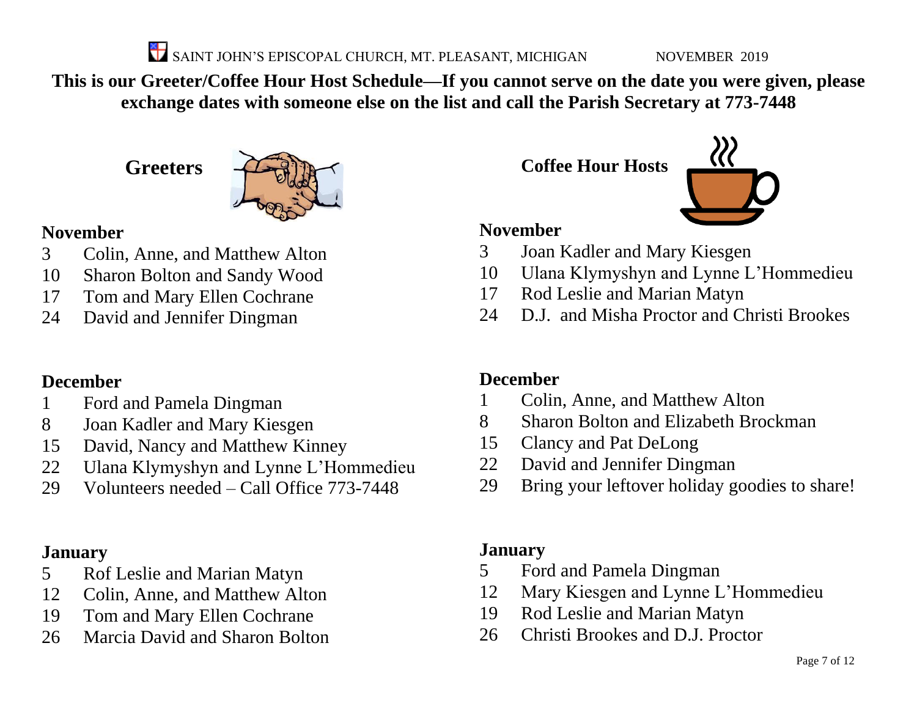SAINT JOHN'S EPISCOPAL CHURCH, MT. PLEASANT, MICHIGAN NOVEMBER 2019

**This is our Greeter/Coffee Hour Host Schedule—If you cannot serve on the date you were given, please exchange dates with someone else on the list and call the Parish Secretary at 773-7448**

## Greeters

### November

3 Colin, Anne, and Matthew Alton
10 Sharon Bolton and Sandy Wood
17 Tom and Mary Ellen Cochrane
24 David and Jennifer Dingman

### December

1 Ford and Pamela Dingman
8 Joan Kadler and Mary Kiesgen
15 David, Nancy and Matthew Kinney
22 Ulana Klymyshyn and Lynne L'Hommedieu
29 Volunteers needed – Call Office 773-7448

### January

5 Rof Leslie and Marian Matyn
12 Colin, Anne, and Matthew Alton
19 Tom and Mary Ellen Cochrane
26 Marcia David and Sharon Bolton

## Coffee Hour Hosts

### November

3 Joan Kadler and Mary Kiesgen
10 Ulana Klymyshyn and Lynne L'Hommedieu
17 Rod Leslie and Marian Matyn
24 D.J. and Misha Proctor and Christi Brookes

### December

1 Colin, Anne, and Matthew Alton
8 Sharon Bolton and Elizabeth Brockman
15 Clancy and Pat DeLong
22 David and Jennifer Dingman
29 Bring your leftover holiday goodies to share!

### January

5 Ford and Pamela Dingman
12 Mary Kiesgen and Lynne L'Hommedieu
19 Rod Leslie and Marian Matyn
26 Christi Brookes and D.J. Proctor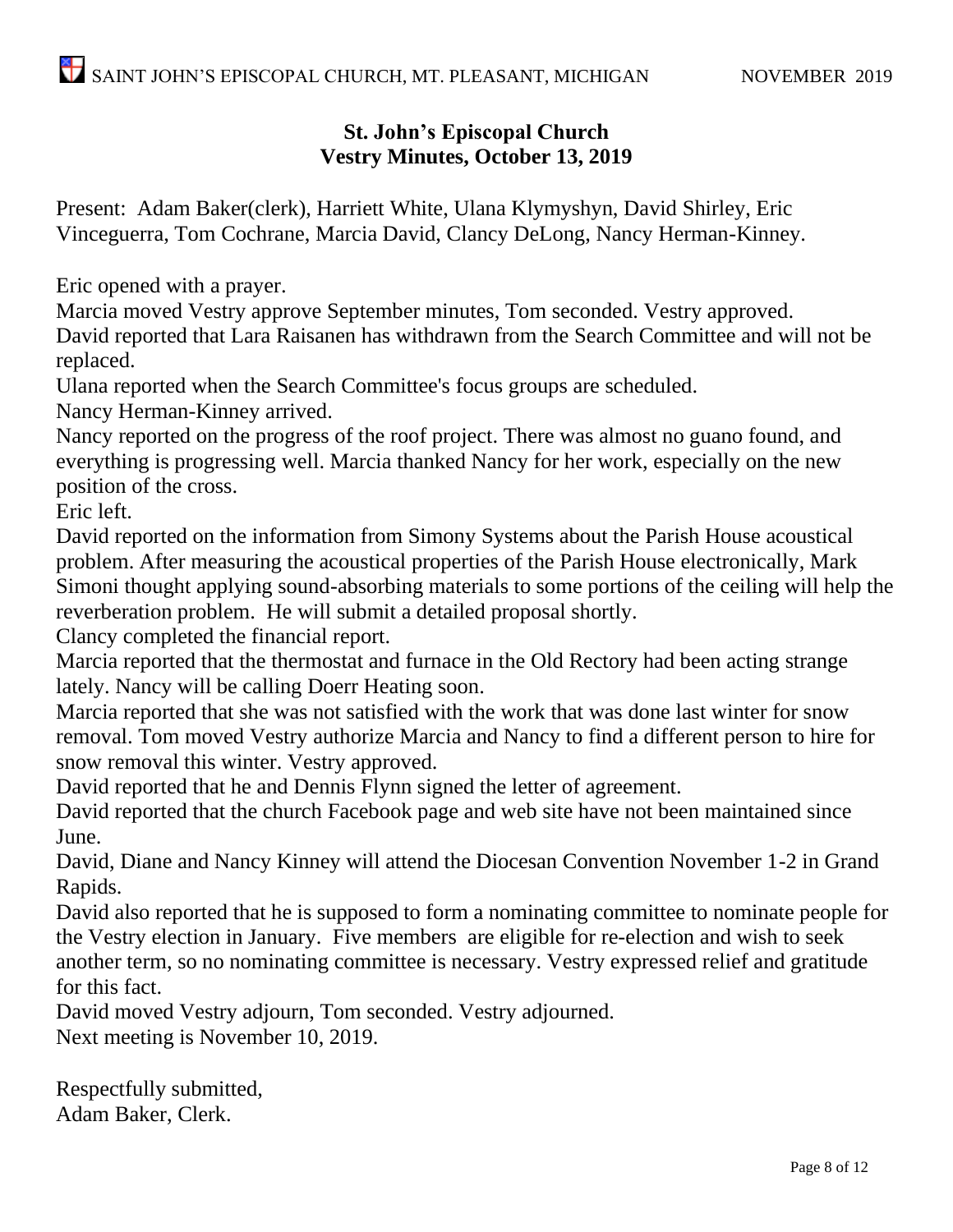## St. John's Episcopal Church
## Vestry Minutes, October 13, 2019

Present: Adam Baker(clerk), Harriett White, Ulana Klymyshyn, David Shirley, Eric Vinceguerra, Tom Cochrane, Marcia David, Clancy DeLong, Nancy Herman-Kinney.

Eric opened with a prayer.

Marcia moved Vestry approve September minutes, Tom seconded. Vestry approved.

David reported that Lara Raisanen has withdrawn from the Search Committee and will not be replaced.

Ulana reported when the Search Committee's focus groups are scheduled.

Nancy Herman-Kinney arrived.

Nancy reported on the progress of the roof project. There was almost no guano found, and everything is progressing well. Marcia thanked Nancy for her work, especially on the new position of the cross.

Eric left.

David reported on the information from Simony Systems about the Parish House acoustical problem. After measuring the acoustical properties of the Parish House electronically, Mark Simoni thought applying sound-absorbing materials to some portions of the ceiling will help the reverberation problem. He will submit a detailed proposal shortly.

Clancy completed the financial report.

Marcia reported that the thermostat and furnace in the Old Rectory had been acting strange lately. Nancy will be calling Doerr Heating soon.

Marcia reported that she was not satisfied with the work that was done last winter for snow removal. Tom moved Vestry authorize Marcia and Nancy to find a different person to hire for snow removal this winter. Vestry approved.

David reported that he and Dennis Flynn signed the letter of agreement.

David reported that the church Facebook page and web site have not been maintained since June.

David, Diane and Nancy Kinney will attend the Diocesan Convention November 1-2 in Grand Rapids.

David also reported that he is supposed to form a nominating committee to nominate people for the Vestry election in January. Five members are eligible for re-election and wish to seek another term, so no nominating committee is necessary. Vestry expressed relief and gratitude for this fact.

David moved Vestry adjourn, Tom seconded. Vestry adjourned.

Next meeting is November 10, 2019.

Respectfully submitted,
Adam Baker, Clerk.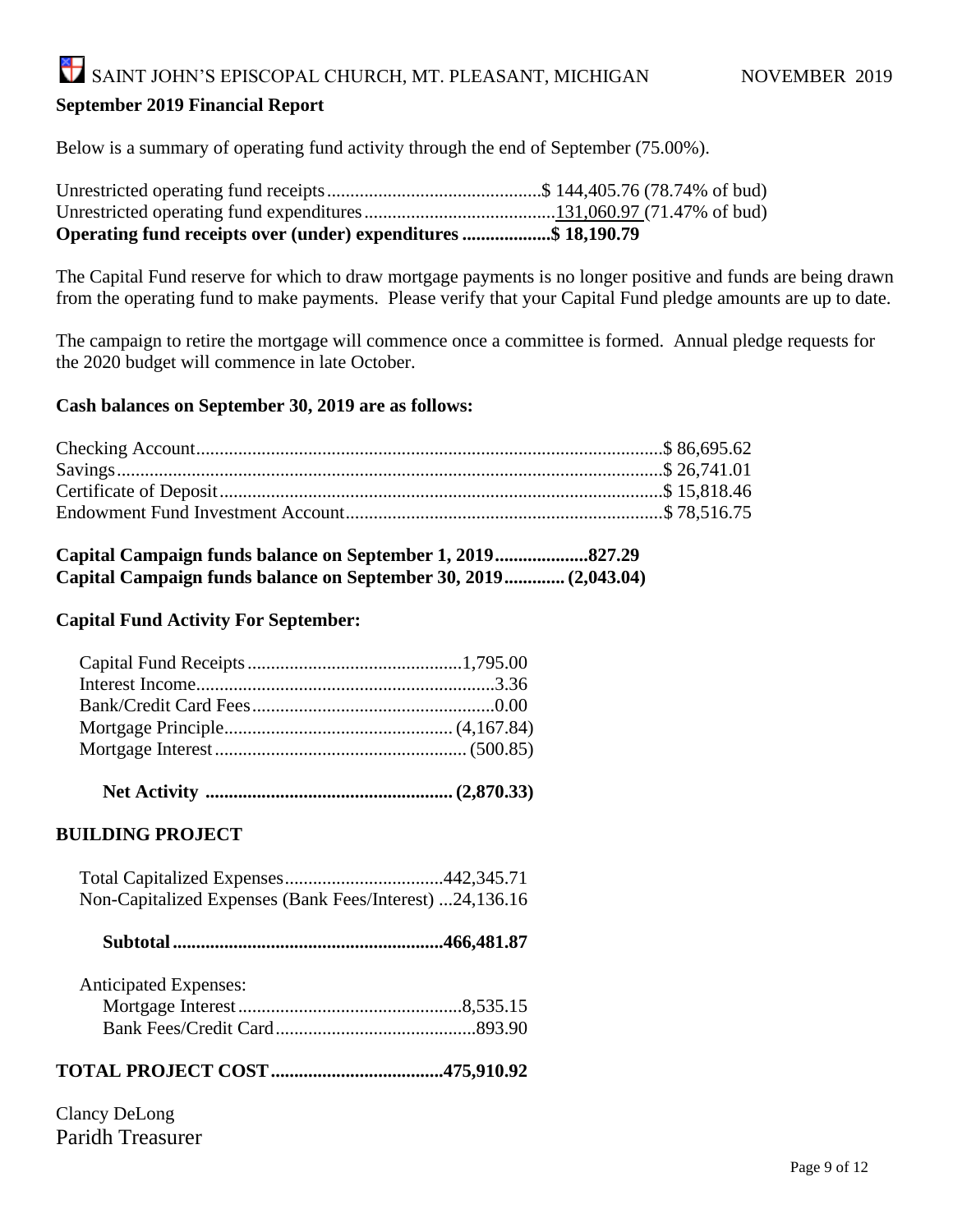SAINT JOHN'S EPISCOPAL CHURCH, MT. PLEASANT, MICHIGAN NOVEMBER 2019

**September 2019 Financial Report**

Below is a summary of operating fund activity through the end of September (75.00%).

| | | |
|---|---|---|
| Unrestricted operating fund receipts | $ 144,405.76 | (78.74% of bud) |
| Unrestricted operating fund expenditures | 131,060.97 | (71.47% of bud) |
| **Operating fund receipts over (under) expenditures** | **$ 18,190.79** | |

The Capital Fund reserve for which to draw mortgage payments is no longer positive and funds are being drawn from the operating fund to make payments. Please verify that your Capital Fund pledge amounts are up to date.

The campaign to retire the mortgage will commence once a committee is formed. Annual pledge requests for the 2020 budget will commence in late October.

**Cash balances on September 30, 2019 are as follows:**

| | |
|---|---|
| Checking Account | $ 86,695.62 |
| Savings | $ 26,741.01 |
| Certificate of Deposit | $ 15,818.46 |
| Endowment Fund Investment Account | $ 78,516.75 |

**Capital Campaign funds balance on September 1, 2019....................827.29**
**Capital Campaign funds balance on September 30, 2019............. (2,043.04)**

**Capital Fund Activity For September:**

| | |
|---|---|
| Capital Fund Receipts | 1,795.00 |
| Interest Income | 3.36 |
| Bank/Credit Card Fees | 0.00 |
| Mortgage Principle | (4,167.84) |
| Mortgage Interest | (500.85) |
| **Net Activity** | **(2,870.33)** |

**BUILDING PROJECT**

| | |
|---|---|
| Total Capitalized Expenses | 442,345.71 |
| Non-Capitalized Expenses (Bank Fees/Interest) | 24,136.16 |
| **Subtotal** | **466,481.87** |
| Anticipated Expenses: | |
| Mortgage Interest | 8,535.15 |
| Bank Fees/Credit Card | 893.90 |
| **TOTAL PROJECT COST** | **475,910.92** |

Clancy DeLong
Paridh Treasurer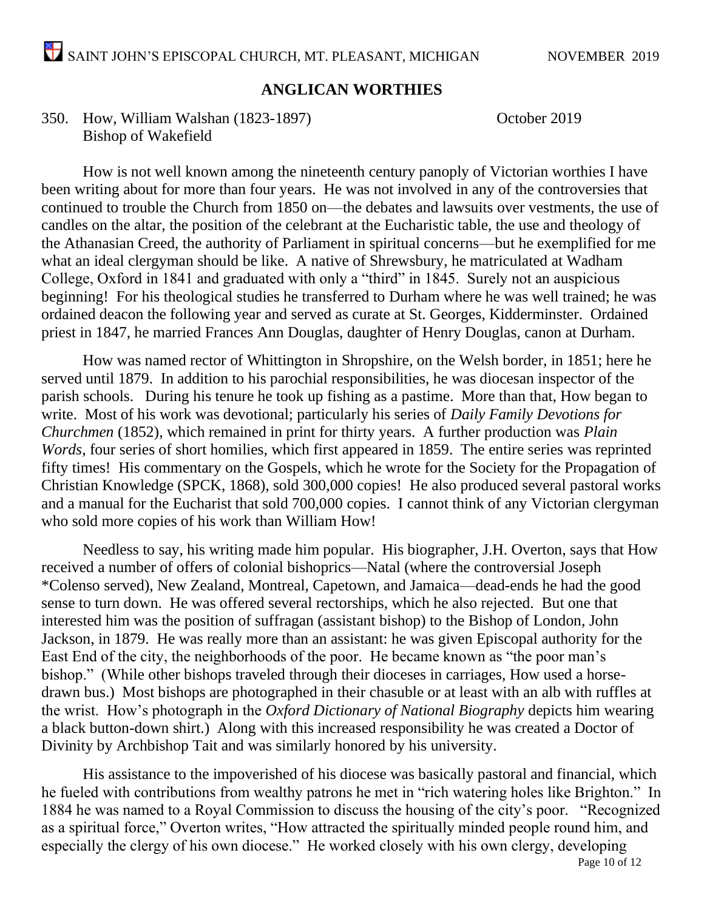## ANGLICAN WORTHIES

350. How, William Walshan (1823-1897) October 2019
Bishop of Wakefield

How is not well known among the nineteenth century panoply of Victorian worthies I have been writing about for more than four years. He was not involved in any of the controversies that continued to trouble the Church from 1850 on—the debates and lawsuits over vestments, the use of candles on the altar, the position of the celebrant at the Eucharistic table, the use and theology of the Athanasian Creed, the authority of Parliament in spiritual concerns—but he exemplified for me what an ideal clergyman should be like. A native of Shrewsbury, he matriculated at Wadham College, Oxford in 1841 and graduated with only a "third" in 1845. Surely not an auspicious beginning! For his theological studies he transferred to Durham where he was well trained; he was ordained deacon the following year and served as curate at St. Georges, Kidderminster. Ordained priest in 1847, he married Frances Ann Douglas, daughter of Henry Douglas, canon at Durham.

How was named rector of Whittington in Shropshire, on the Welsh border, in 1851; here he served until 1879. In addition to his parochial responsibilities, he was diocesan inspector of the parish schools. During his tenure he took up fishing as a pastime. More than that, How began to write. Most of his work was devotional; particularly his series of *Daily Family Devotions for Churchmen* (1852), which remained in print for thirty years. A further production was *Plain Words*, four series of short homilies, which first appeared in 1859. The entire series was reprinted fifty times! His commentary on the Gospels, which he wrote for the Society for the Propagation of Christian Knowledge (SPCK, 1868), sold 300,000 copies! He also produced several pastoral works and a manual for the Eucharist that sold 700,000 copies. I cannot think of any Victorian clergyman who sold more copies of his work than William How!

Needless to say, his writing made him popular. His biographer, J.H. Overton, says that How received a number of offers of colonial bishoprics—Natal (where the controversial Joseph *Colenso served), New Zealand, Montreal, Capetown, and Jamaica—dead-ends he had the good sense to turn down. He was offered several rectorships, which he also rejected. But one that interested him was the position of suffragan (assistant bishop) to the Bishop of London, John Jackson, in 1879. He was really more than an assistant: he was given Episcopal authority for the East End of the city, the neighborhoods of the poor. He became known as "the poor man's bishop." (While other bishops traveled through their dioceses in carriages, How used a horse-drawn bus.) Most bishops are photographed in their chasuble or at least with an alb with ruffles at the wrist. How's photograph in the *Oxford Dictionary of National Biography* depicts him wearing a black button-down shirt.) Along with this increased responsibility he was created a Doctor of Divinity by Archbishop Tait and was similarly honored by his university.

His assistance to the impoverished of his diocese was basically pastoral and financial, which he fueled with contributions from wealthy patrons he met in "rich watering holes like Brighton." In 1884 he was named to a Royal Commission to discuss the housing of the city's poor. "Recognized as a spiritual force," Overton writes, "How attracted the spiritually minded people round him, and especially the clergy of his own diocese." He worked closely with his own clergy, developing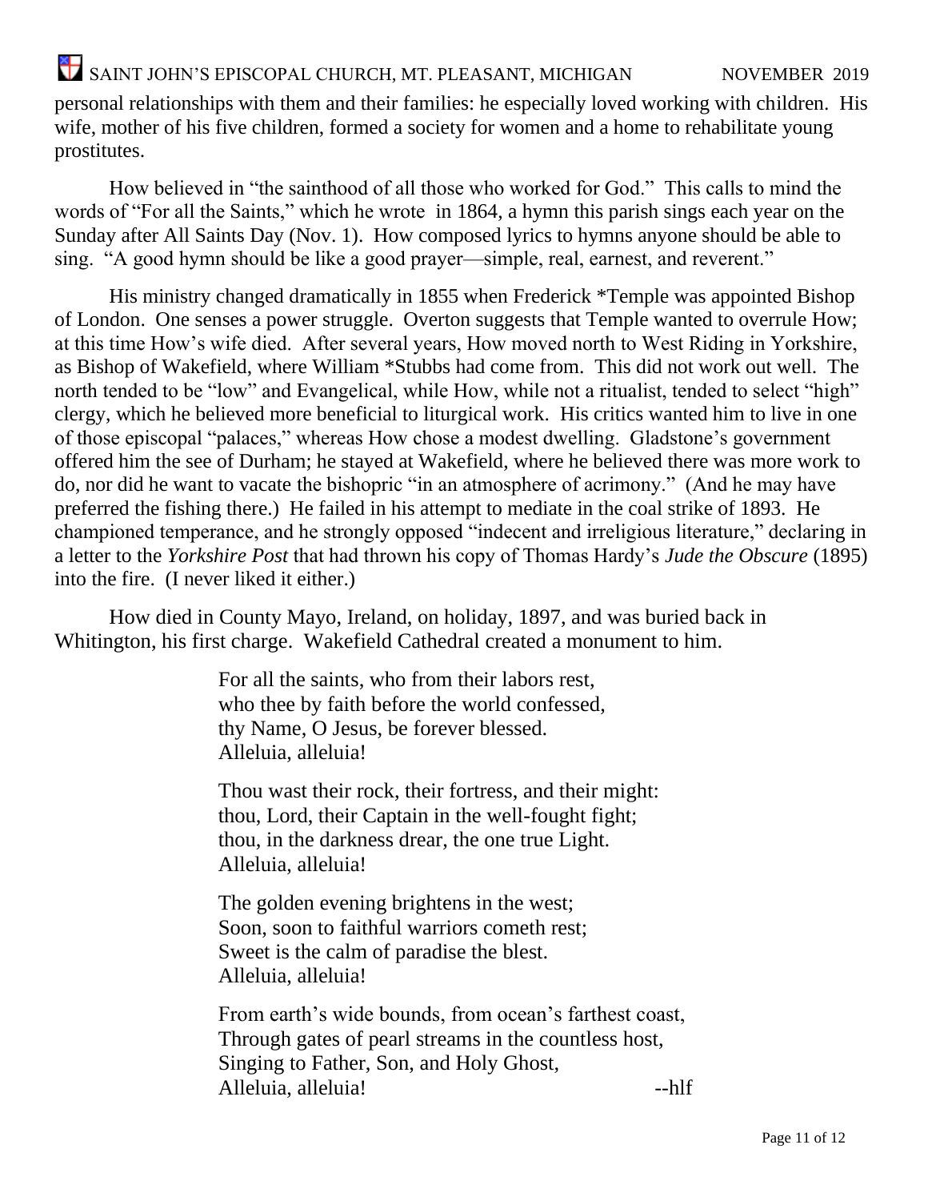personal relationships with them and their families: he especially loved working with children. His wife, mother of his five children, formed a society for women and a home to rehabilitate young prostitutes.

How believed in "the sainthood of all those who worked for God." This calls to mind the words of "For all the Saints," which he wrote in 1864, a hymn this parish sings each year on the Sunday after All Saints Day (Nov. 1). How composed lyrics to hymns anyone should be able to sing. "A good hymn should be like a good prayer—simple, real, earnest, and reverent."

His ministry changed dramatically in 1855 when Frederick *Temple was appointed Bishop of London. One senses a power struggle. Overton suggests that Temple wanted to overrule How; at this time How's wife died. After several years, How moved north to West Riding in Yorkshire, as Bishop of Wakefield, where William *Stubbs had come from. This did not work out well. The north tended to be "low" and Evangelical, while How, while not a ritualist, tended to select "high" clergy, which he believed more beneficial to liturgical work. His critics wanted him to live in one of those episcopal "palaces," whereas How chose a modest dwelling. Gladstone's government offered him the see of Durham; he stayed at Wakefield, where he believed there was more work to do, nor did he want to vacate the bishopric "in an atmosphere of acrimony." (And he may have preferred the fishing there.) He failed in his attempt to mediate in the coal strike of 1893. He championed temperance, and he strongly opposed "indecent and irreligious literature," declaring in a letter to the *Yorkshire Post* that had thrown his copy of Thomas Hardy's *Jude the Obscure* (1895) into the fire. (I never liked it either.)

How died in County Mayo, Ireland, on holiday, 1897, and was buried back in Whitington, his first charge. Wakefield Cathedral created a monument to him.

> For all the saints, who from their labors rest,
> who thee by faith before the world confessed,
> thy Name, O Jesus, be forever blessed.
> Alleluia, alleluia!
>
> Thou wast their rock, their fortress, and their might:
> thou, Lord, their Captain in the well-fought fight;
> thou, in the darkness drear, the one true Light.
> Alleluia, alleluia!
>
> The golden evening brightens in the west;
> Soon, soon to faithful warriors cometh rest;
> Sweet is the calm of paradise the blest.
> Alleluia, alleluia!
>
> From earth's wide bounds, from ocean's farthest coast,
> Through gates of pearl streams in the countless host,
> Singing to Father, Son, and Holy Ghost,
> Alleluia, alleluia!

--hlf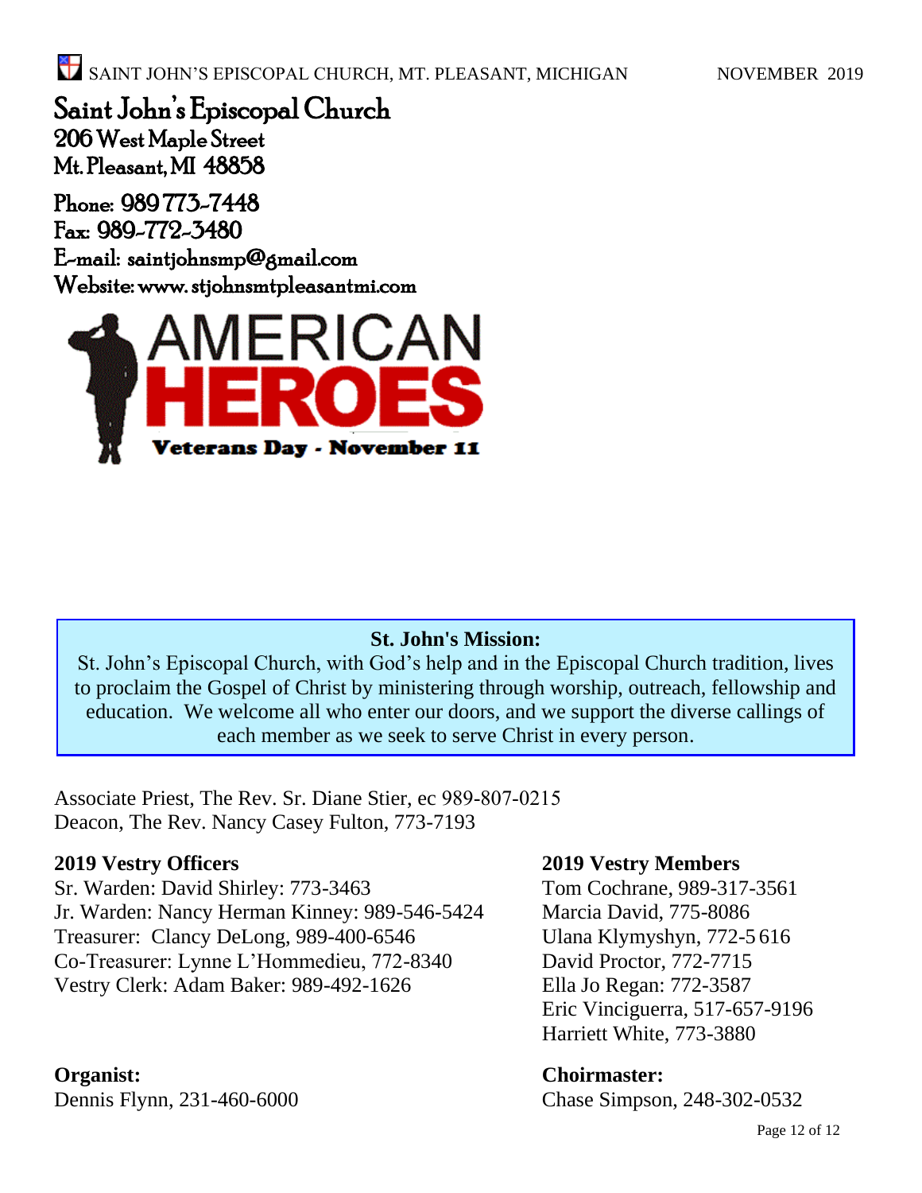# Saint John's Episcopal Church

206 West Maple Street
Mt. Pleasant, MI 48858

Phone: 989 773-7448
Fax: 989-772-3480
E-mail: saintjohnsmp@gmail.com
Website: www. stjohnsmtpleasantmi.com

AMERICAN HEROES
Veterans Day - November 11

**St. John's Mission:**

St. John's Episcopal Church, with God's help and in the Episcopal Church tradition, lives to proclaim the Gospel of Christ by ministering through worship, outreach, fellowship and education. We welcome all who enter our doors, and we support the diverse callings of each member as we seek to serve Christ in every person.

Associate Priest, The Rev. Sr. Diane Stier, ec 989-807-0215
Deacon, The Rev. Nancy Casey Fulton, 773-7193

**2019 Vestry Officers**
Sr. Warden: David Shirley: 773-3463
Jr. Warden: Nancy Herman Kinney: 989-546-5424
Treasurer: Clancy DeLong, 989-400-6546
Co-Treasurer: Lynne L'Hommedieu, 772-8340
Vestry Clerk: Adam Baker: 989-492-1626

**2019 Vestry Members**
Tom Cochrane, 989-317-3561
Marcia David, 775-8086
Ulana Klymyshyn, 772-5 616
David Proctor, 772-7715
Ella Jo Regan: 772-3587
Eric Vinciguerra, 517-657-9196
Harriett White, 773-3880

**Organist:**
Dennis Flynn, 231-460-6000

**Choirmaster:**
Chase Simpson, 248-302-0532